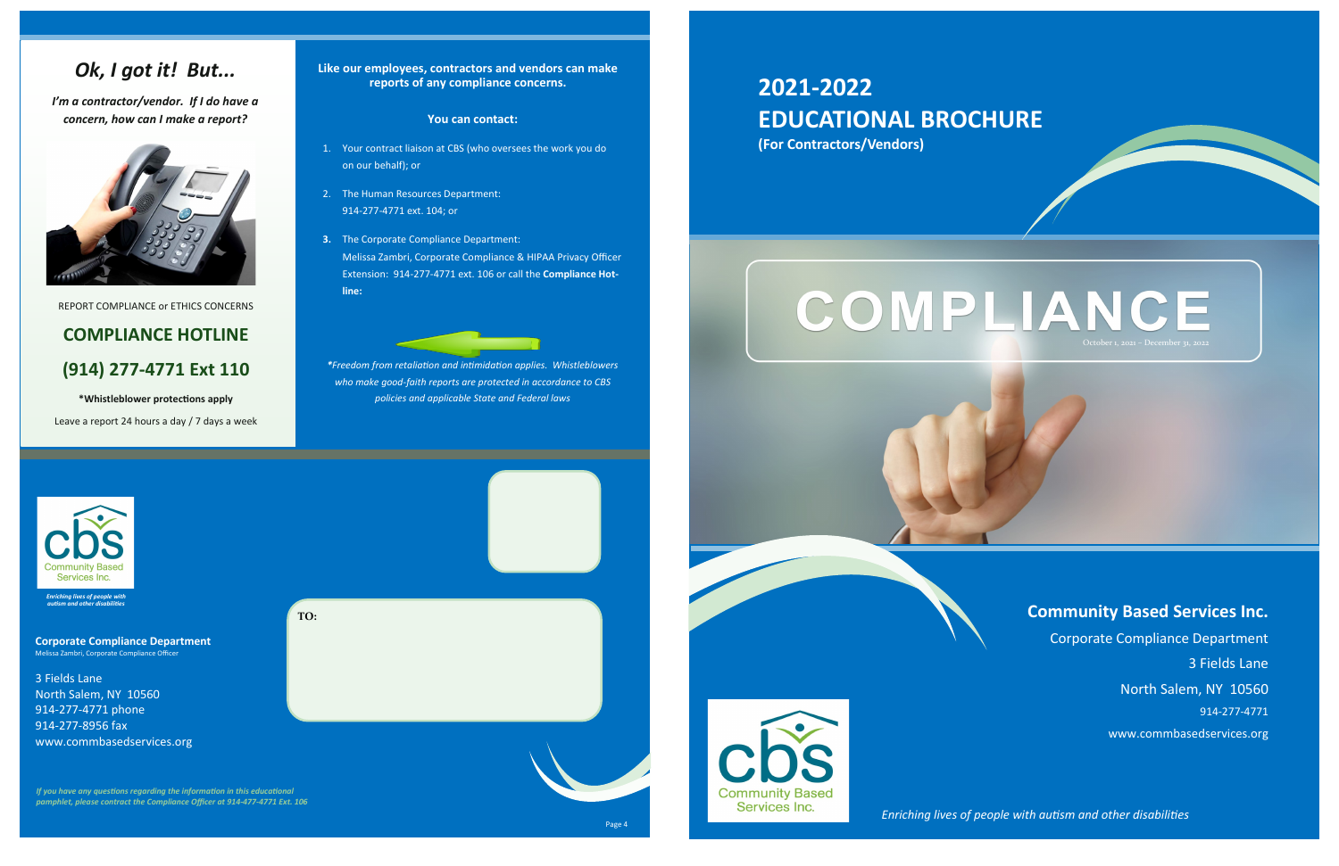## Ok, I got it! But...

***I'm a contractor/vendor. If I do have a concern, how can I make a report?***

REPORT COMPLIANCE or ETHICS CONCERNS

## COMPLIANCE HOTLINE

## (914) 277-4771 Ext 110

**\*Whistleblower protections apply**

Leave a report 24 hours a day / 7 days a week

**Like our employees, contractors and vendors can make reports of any compliance concerns.**

**You can contact:**

1. Your contract liaison at CBS (who oversees the work you do on our behalf); or
2. The Human Resources Department: 914-277-4771 ext. 104; or
3. The Corporate Compliance Department: Melissa Zambri, Corporate Compliance & HIPAA Privacy Officer Extension: 914-277-4771 ext. 106 or call the **Compliance Hot-line:**

*\*Freedom from retaliation and intimidation applies. Whistleblowers who make good-faith reports are protected in accordance to CBS policies and applicable State and Federal laws*

cbs Community Based Services Inc.

*Enriching lives of people with autism and other disabilities*

**Corporate Compliance Department**
Melissa Zambri, Corporate Compliance Officer

3 Fields Lane
North Salem, NY 10560
914-277-4771 phone
914-277-8956 fax
www.commbasedservices.org

**TO:**

***If you have any questions regarding the information in this educational pamphlet, please contract the Compliance Officer at 914-477-4771 Ext. 106***

# 2021-2022 EDUCATIONAL BROCHURE

**(For Contractors/Vendors)**

# COMPLIANCE

October 1, 2021 - December 31, 2022

## Community Based Services Inc.

Corporate Compliance Department
3 Fields Lane
North Salem, NY 10560
914-277-4771
www.commbasedservices.org

cbs Community Based Services Inc.

*Enriching lives of people with autism and other disabilities*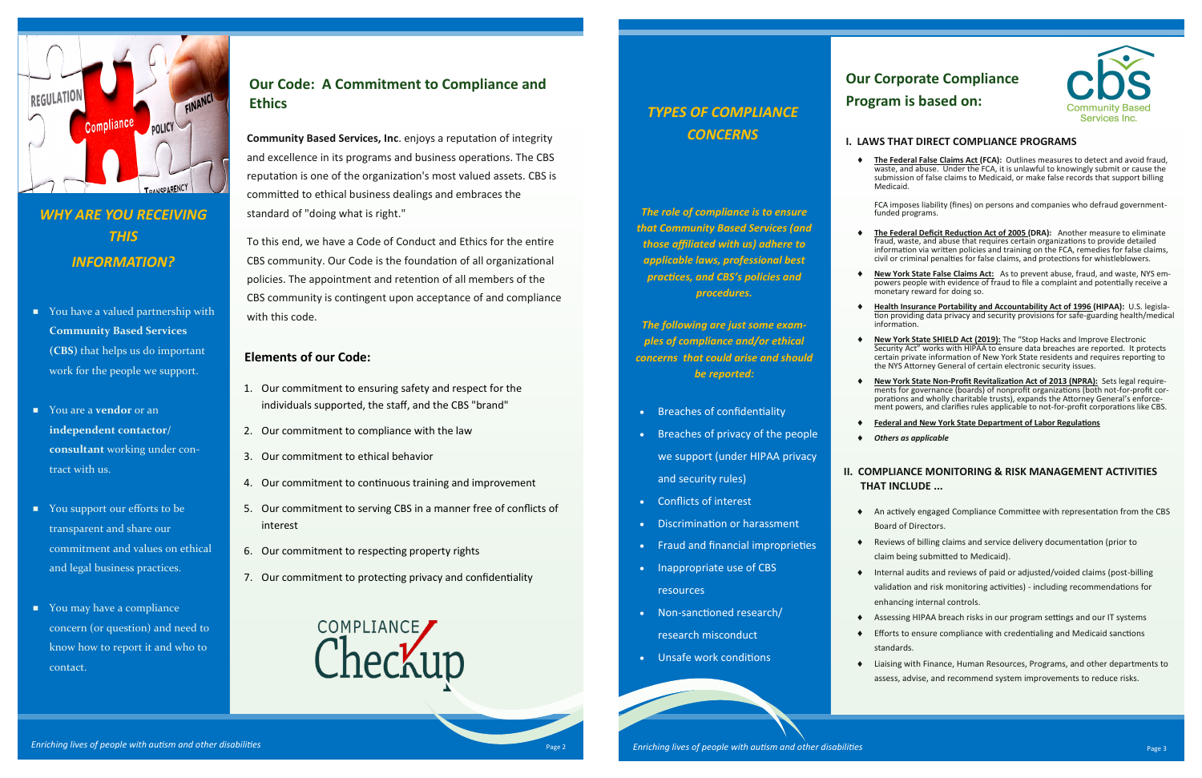## *WHY ARE YOU RECEIVING THIS INFORMATION?*

- You have a valued partnership with **Community Based Services (CBS)** that helps us do important work for the people we support.
- You are a **vendor** or an **independent contactor/ consultant** working under contract with us.
- You support our efforts to be transparent and share our commitment and values on ethical and legal business practices.
- You may have a compliance concern (or question) and need to know how to report it and who to contact.

## Our Code: A Commitment to Compliance and Ethics

**Community Based Services, Inc**. enjoys a reputation of integrity and excellence in its programs and business operations. The CBS reputation is one of the organization's most valued assets. CBS is committed to ethical business dealings and embraces the standard of "doing what is right."

To this end, we have a Code of Conduct and Ethics for the entire CBS community. Our Code is the foundation of all organizational policies. The appointment and retention of all members of the CBS community is contingent upon acceptance of and compliance with this code.

### Elements of our Code:

1. Our commitment to ensuring safety and respect for the individuals supported, the staff, and the CBS "brand"
2. Our commitment to compliance with the law
3. Our commitment to ethical behavior
4. Our commitment to continuous training and improvement
5. Our commitment to serving CBS in a manner free of conflicts of interest
6. Our commitment to respecting property rights
7. Our commitment to protecting privacy and confidentiality

COMPLIANCE Checkup

## *TYPES OF COMPLIANCE CONCERNS*

*The role of compliance is to ensure that Community Based Services (and those affiliated with us) adhere to applicable laws, professional best practices, and CBS's policies and procedures.*

*The following are just some examples of compliance and/or ethical concerns that could arise and should be reported:*

- Breaches of confidentiality
- Breaches of privacy of the people we support (under HIPAA privacy and security rules)
- Conflicts of interest
- Discrimination or harassment
- Fraud and financial improprieties
- Inappropriate use of CBS resources
- Non-sanctioned research/ research misconduct
- Unsafe work conditions

## Our Corporate Compliance Program is based on:

cbs Community Based Services Inc.

### I. LAWS THAT DIRECT COMPLIANCE PROGRAMS

- **The Federal False Claims Act (FCA):** Outlines measures to detect and avoid fraud, waste, and abuse. Under the FCA, it is unlawful to knowingly submit or cause the submission of false claims to Medicaid, or make false records that support billing Medicaid.

  FCA imposes liability (fines) on persons and companies who defraud government-funded programs.
- **The Federal Deficit Reduction Act of 2005 (DRA):** Another measure to eliminate fraud, waste, and abuse that requires certain organizations to provide detailed information via written policies and training on the FCA, remedies for false claims, civil or criminal penalties for false claims, and protections for whistleblowers.
- **New York State False Claims Act:** As to prevent abuse, fraud, and waste, NYS empowers people with evidence of fraud to file a complaint and potentially receive a monetary reward for doing so.
- **Health Insurance Portability and Accountability Act of 1996 (HIPAA):** U.S. legislation providing data privacy and security provisions for safe-guarding health/medical information.
- **New York State SHIELD Act (2019):** The "Stop Hacks and Improve Electronic Security Act" works with HIPAA to ensure data breaches are reported. It protects certain private information of New York State residents and requires reporting to the NYS Attorney General of certain electronic security issues.
- **New York State Non-Profit Revitalization Act of 2013 (NPRA):** Sets legal requirements for governance (boards) of nonprofit organizations (both not-for-profit corporations and wholly charitable trusts), expands the Attorney General's enforcement powers, and clarifies rules applicable to not-for-profit corporations like CBS.
- **Federal and New York State Department of Labor Regulations**
- ***Others as applicable***

### II. COMPLIANCE MONITORING & RISK MANAGEMENT ACTIVITIES THAT INCLUDE ...

- An actively engaged Compliance Committee with representation from the CBS Board of Directors.
- Reviews of billing claims and service delivery documentation (prior to claim being submitted to Medicaid).
- Internal audits and reviews of paid or adjusted/voided claims (post-billing validation and risk monitoring activities) - including recommendations for enhancing internal controls.
- Assessing HIPAA breach risks in our program settings and our IT systems
- Efforts to ensure compliance with credentialing and Medicaid sanctions standards.
- Liaising with Finance, Human Resources, Programs, and other departments to assess, advise, and recommend system improvements to reduce risks.